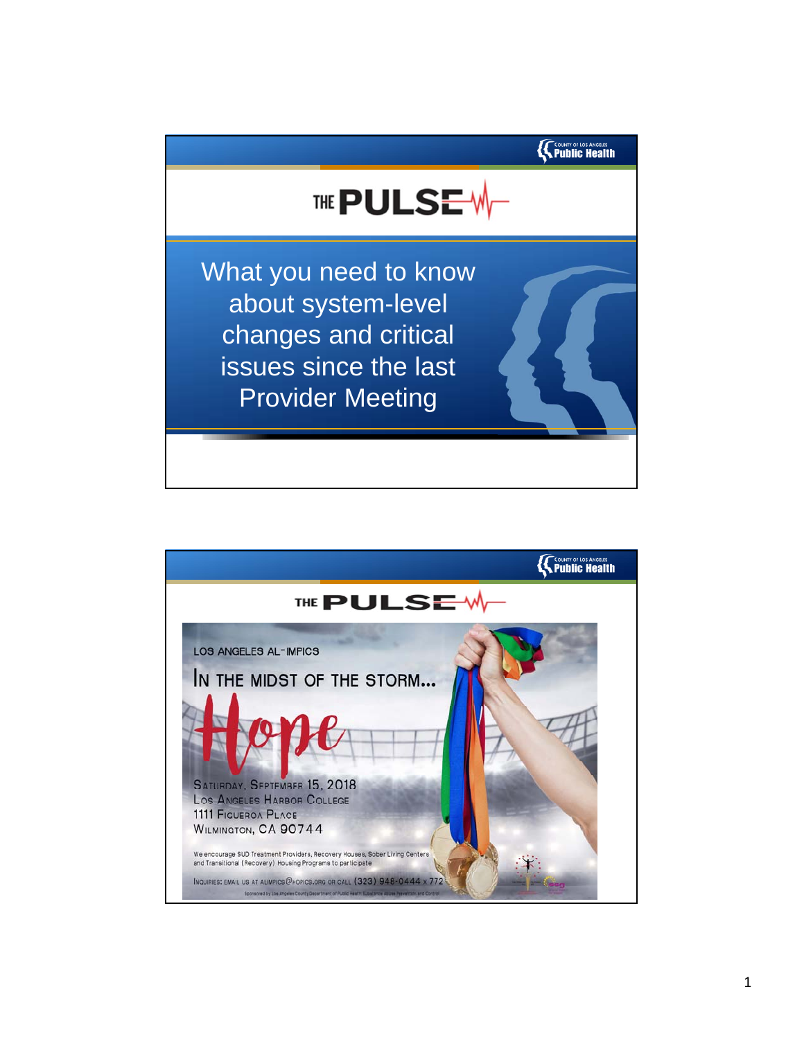COUNTY OF LOS ANGELES Public Health

# THE PULSE

What you need to know about system-level changes and critical issues since the last Provider Meeting

---

COUNTY OF LOS ANGELES Public Health

# THE PULSE

LOS ANGELES AL-IMPICS

IN THE MIDST OF THE STORM...

Hope

SATURDAY, SEPTEMBER 15, 2018
LOS ANGELES HARBOR COLLEGE
1111 FIGUEROA PLACE
WILMINGTON, CA 90744

We encourage SUD Treatment Providers, Recovery Houses, Sober Living Centers and Transitional (Recovery) Housing Programs to participate

INQUIRIES: EMAIL US AT ALIMPICS@HOPICS.ORG OR CALL (323) 948-0444 x 772

Sponsored by Los Angeles County Department of Public Health Substance Abuse Prevention and Control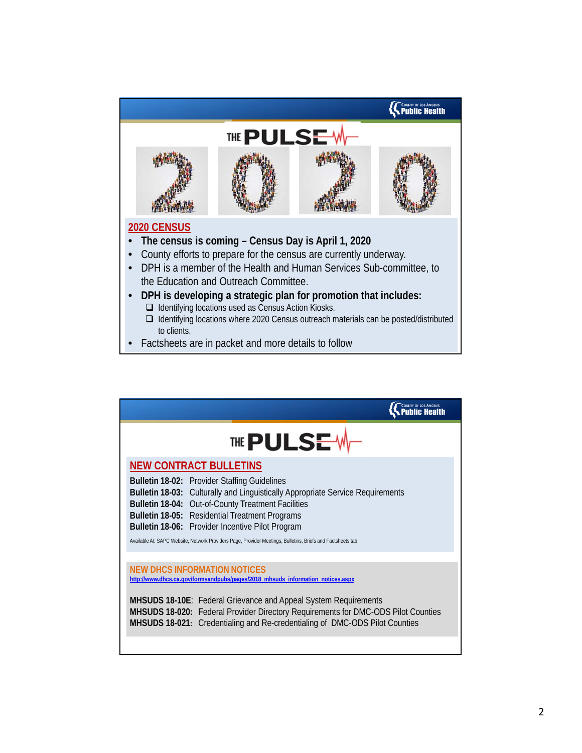County of Los Angeles Public Health

THE PULSE

## 2020 CENSUS

- **The census is coming – Census Day is April 1, 2020**
- County efforts to prepare for the census are currently underway.
- DPH is a member of the Health and Human Services Sub-committee, to the Education and Outreach Committee.
- **DPH is developing a strategic plan for promotion that includes:**
  - ❑ Identifying locations used as Census Action Kiosks.
  - ❑ Identifying locations where 2020 Census outreach materials can be posted/distributed to clients.
- Factsheets are in packet and more details to follow

County of Los Angeles Public Health

THE PULSE

## NEW CONTRACT BULLETINS

**Bulletin 18-02:** Provider Staffing Guidelines
**Bulletin 18-03:** Culturally and Linguistically Appropriate Service Requirements
**Bulletin 18-04:** Out-of-County Treatment Facilities
**Bulletin 18-05:** Residential Treatment Programs
**Bulletin 18-06:** Provider Incentive Pilot Program

Available At: SAPC Website, Network Providers Page, Provider Meetings, Bulletins, Briefs and Factsheets tab

## NEW DHCS INFORMATION NOTICES

http://www.dhcs.ca.gov/formsandpubs/pages/2018_mhsuds_information_notices.aspx

**MHSUDS 18-10E**: Federal Grievance and Appeal System Requirements
**MHSUDS 18-020:** Federal Provider Directory Requirements for DMC-ODS Pilot Counties
**MHSUDS 18-021**: Credentialing and Re-credentialing of DMC-ODS Pilot Counties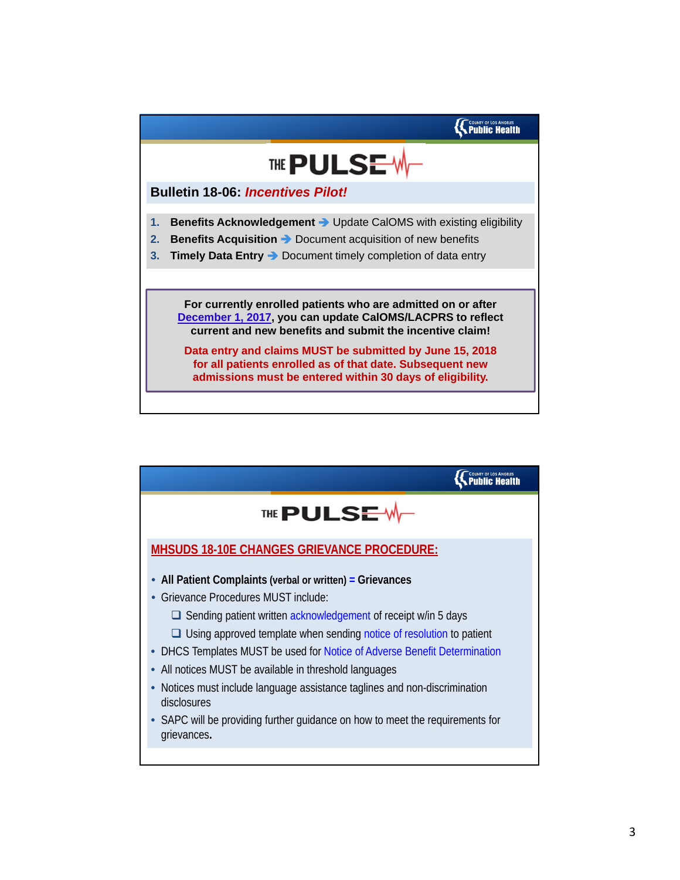COUNTY OF LOS ANGELES Public Health

THE PULSE

## Bulletin 18-06: *Incentives Pilot!*

1. **Benefits Acknowledgement** → Update CalOMS with existing eligibility
2. **Benefits Acquisition** → Document acquisition of new benefits
3. **Timely Data Entry** → Document timely completion of data entry

**For currently enrolled patients who are admitted on or after December 1, 2017, you can update CalOMS/LACPRS to reflect current and new benefits and submit the incentive claim!**

**Data entry and claims MUST be submitted by June 15, 2018 for all patients enrolled as of that date. Subsequent new admissions must be entered within 30 days of eligibility.**

COUNTY OF LOS ANGELES Public Health

THE PULSE

## MHSUDS 18-10E CHANGES GRIEVANCE PROCEDURE:

- **All Patient Complaints (verbal or written) = Grievances**
- Grievance Procedures MUST include:
  - Sending patient written acknowledgement of receipt w/in 5 days
  - Using approved template when sending notice of resolution to patient
- DHCS Templates MUST be used for Notice of Adverse Benefit Determination
- All notices MUST be available in threshold languages
- Notices must include language assistance taglines and non-discrimination disclosures
- SAPC will be providing further guidance on how to meet the requirements for grievances.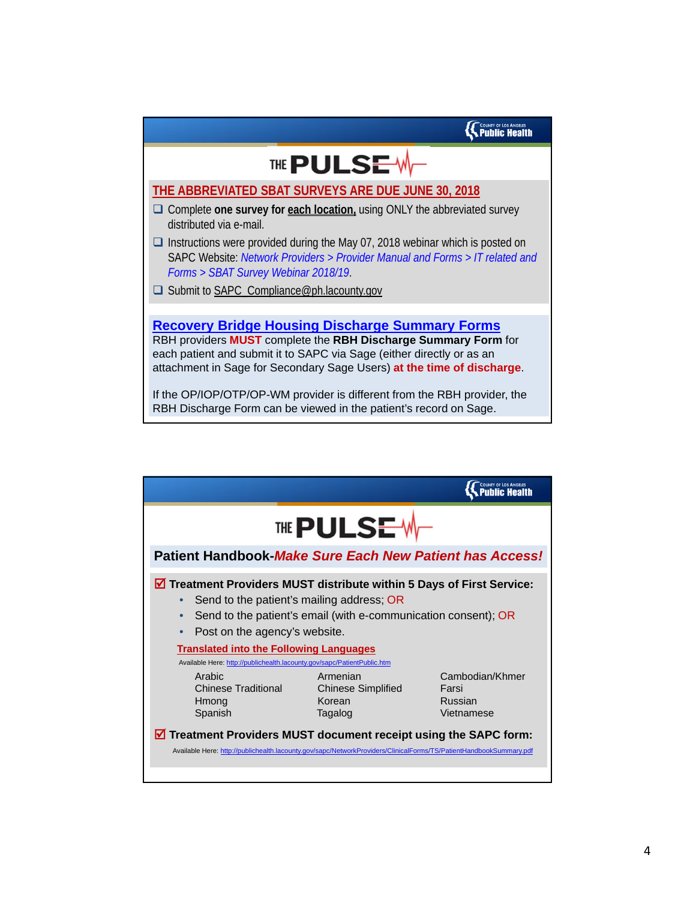COUNTY OF LOS ANGELES Public Health

# THE PULSE

## THE ABBREVIATED SBAT SURVEYS ARE DUE JUNE 30, 2018

- ❑ Complete **one survey for each location,** using ONLY the abbreviated survey distributed via e-mail.
- ❑ Instructions were provided during the May 07, 2018 webinar which is posted on SAPC Website: *Network Providers > Provider Manual and Forms > IT related and Forms > SBAT Survey Webinar 2018/19*.
- ❑ Submit to SAPC_Compliance@ph.lacounty.gov

## Recovery Bridge Housing Discharge Summary Forms

RBH providers **MUST** complete the **RBH Discharge Summary Form** for each patient and submit it to SAPC via Sage (either directly or as an attachment in Sage for Secondary Sage Users) **at the time of discharge**.

If the OP/IOP/OTP/OP-WM provider is different from the RBH provider, the RBH Discharge Form can be viewed in the patient's record on Sage.

COUNTY OF LOS ANGELES Public Health

# THE PULSE

## Patient Handbook-*Make Sure Each New Patient has Access!*

☑ **Treatment Providers MUST distribute within 5 Days of First Service:**

- Send to the patient's mailing address; OR
- Send to the patient's email (with e-communication consent); OR
- Post on the agency's website.

**Translated into the Following Languages**

Available Here: http://publichealth.lacounty.gov/sapc/PatientPublic.htm

| | | |
|---|---|---|
| Arabic | Armenian | Cambodian/Khmer |
| Chinese Traditional | Chinese Simplified | Farsi |
| Hmong | Korean | Russian |
| Spanish | Tagalog | Vietnamese |

☑ **Treatment Providers MUST document receipt using the SAPC form:**

Available Here: http://publichealth.lacounty.gov/sapc/NetworkProviders/ClinicalForms/TS/PatientHandbookSummary.pdf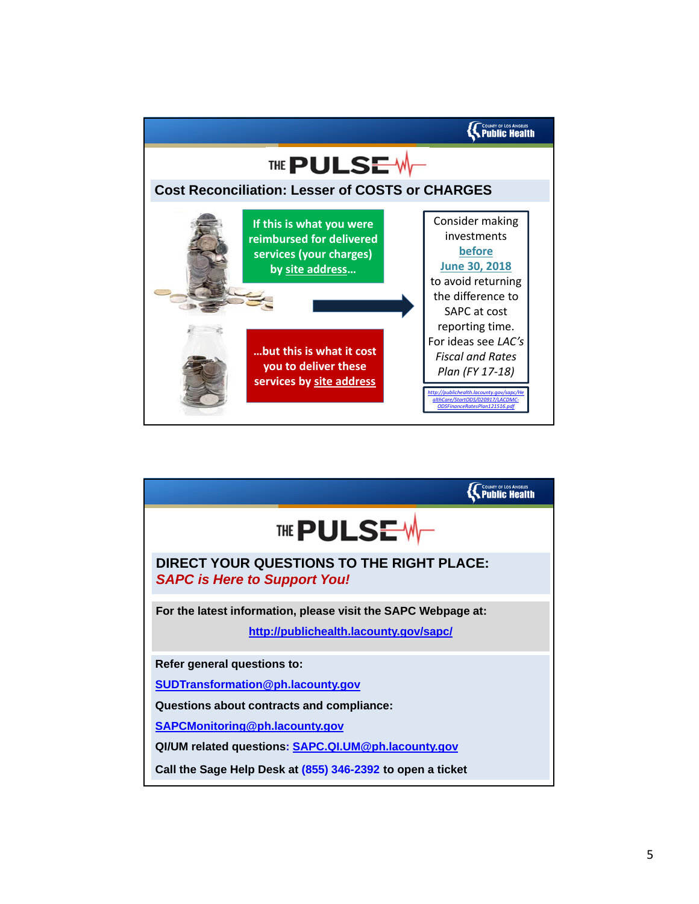COUNTY OF LOS ANGELES Public Health

THE PULSE

## Cost Reconciliation: Lesser of COSTS or CHARGES

If this is what you were reimbursed for delivered services (your charges) by site address…

…but this is what it cost you to deliver these services by site address

Consider making investments before June 30, 2018 to avoid returning the difference to SAPC at cost reporting time. For ideas see *LAC's Fiscal and Rates Plan (FY 17-18)*

http://publichealth.lacounty.gov/sapc/HealthCare/StartODS/020917/LACDMC-ODSFinanceRatesPlan121516.pdf

---

COUNTY OF LOS ANGELES Public Health

THE PULSE

## DIRECT YOUR QUESTIONS TO THE RIGHT PLACE:
## *SAPC is Here to Support You!*

**For the latest information, please visit the SAPC Webpage at:**

http://publichealth.lacounty.gov/sapc/

**Refer general questions to:**

SUDTransformation@ph.lacounty.gov

**Questions about contracts and compliance:**

SAPCMonitoring@ph.lacounty.gov

**QI/UM related questions:** SAPC.QI.UM@ph.lacounty.gov

**Call the Sage Help Desk at (855) 346-2392 to open a ticket**